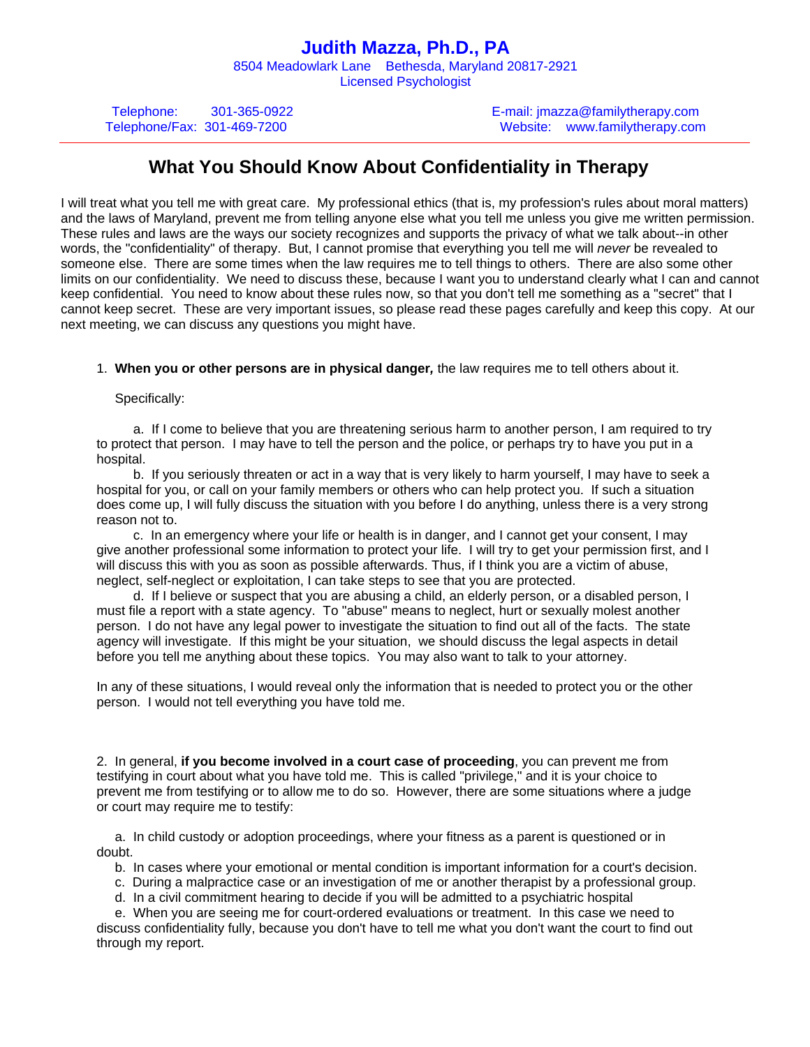# Judith Mazza, Ph.D., PA

8504 Meadowlark Lane    Bethesda, Maryland 20817-2921
Licensed Psychologist

Telephone: 301-365-0922
Telephone/Fax: 301-469-7200

E-mail: jmazza@familytherapy.com
Website: www.familytherapy.com

---

## What You Should Know About Confidentiality in Therapy

I will treat what you tell me with great care. My professional ethics (that is, my profession's rules about moral matters) and the laws of Maryland, prevent me from telling anyone else what you tell me unless you give me written permission. These rules and laws are the ways our society recognizes and supports the privacy of what we talk about--in other words, the "confidentiality" of therapy. But, I cannot promise that everything you tell me will *never* be revealed to someone else. There are some times when the law requires me to tell things to others. There are also some other limits on our confidentiality. We need to discuss these, because I want you to understand clearly what I can and cannot keep confidential. You need to know about these rules now, so that you don't tell me something as a "secret" that I cannot keep secret. These are very important issues, so please read these pages carefully and keep this copy. At our next meeting, we can discuss any questions you might have.

1. **When you or other persons are in physical danger,** the law requires me to tell others about it.

   Specifically:

   a. If I come to believe that you are threatening serious harm to another person, I am required to try to protect that person. I may have to tell the person and the police, or perhaps try to have you put in a hospital.

   b. If you seriously threaten or act in a way that is very likely to harm yourself, I may have to seek a hospital for you, or call on your family members or others who can help protect you. If such a situation does come up, I will fully discuss the situation with you before I do anything, unless there is a very strong reason not to.

   c. In an emergency where your life or health is in danger, and I cannot get your consent, I may give another professional some information to protect your life. I will try to get your permission first, and I will discuss this with you as soon as possible afterwards. Thus, if I think you are a victim of abuse, neglect, self-neglect or exploitation, I can take steps to see that you are protected.

   d. If I believe or suspect that you are abusing a child, an elderly person, or a disabled person, I must file a report with a state agency. To "abuse" means to neglect, hurt or sexually molest another person. I do not have any legal power to investigate the situation to find out all of the facts. The state agency will investigate. If this might be your situation, we should discuss the legal aspects in detail before you tell me anything about these topics. You may also want to talk to your attorney.

   In any of these situations, I would reveal only the information that is needed to protect you or the other person. I would not tell everything you have told me.

2. In general, **if you become involved in a court case of proceeding**, you can prevent me from testifying in court about what you have told me. This is called "privilege," and it is your choice to prevent me from testifying or to allow me to do so. However, there are some situations where a judge or court may require me to testify:

   a. In child custody or adoption proceedings, where your fitness as a parent is questioned or in doubt.

   b. In cases where your emotional or mental condition is important information for a court's decision.

   c. During a malpractice case or an investigation of me or another therapist by a professional group.

   d. In a civil commitment hearing to decide if you will be admitted to a psychiatric hospital

   e. When you are seeing me for court-ordered evaluations or treatment. In this case we need to discuss confidentiality fully, because you don't have to tell me what you don't want the court to find out through my report.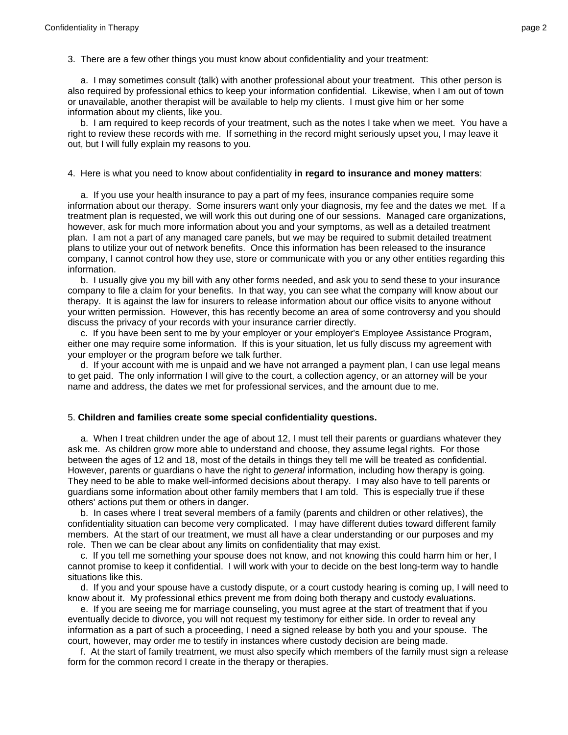3. There are a few other things you must know about confidentiality and your treatment:

a. I may sometimes consult (talk) with another professional about your treatment. This other person is also required by professional ethics to keep your information confidential. Likewise, when I am out of town or unavailable, another therapist will be available to help my clients. I must give him or her some information about my clients, like you.

b. I am required to keep records of your treatment, such as the notes I take when we meet. You have a right to review these records with me. If something in the record might seriously upset you, I may leave it out, but I will fully explain my reasons to you.

4. Here is what you need to know about confidentiality **in regard to insurance and money matters**:

a. If you use your health insurance to pay a part of my fees, insurance companies require some information about our therapy. Some insurers want only your diagnosis, my fee and the dates we met. If a treatment plan is requested, we will work this out during one of our sessions. Managed care organizations, however, ask for much more information about you and your symptoms, as well as a detailed treatment plan. I am not a part of any managed care panels, but we may be required to submit detailed treatment plans to utilize your out of network benefits. Once this information has been released to the insurance company, I cannot control how they use, store or communicate with you or any other entities regarding this information.

b. I usually give you my bill with any other forms needed, and ask you to send these to your insurance company to file a claim for your benefits. In that way, you can see what the company will know about our therapy. It is against the law for insurers to release information about our office visits to anyone without your written permission. However, this has recently become an area of some controversy and you should discuss the privacy of your records with your insurance carrier directly.

c. If you have been sent to me by your employer or your employer's Employee Assistance Program, either one may require some information. If this is your situation, let us fully discuss my agreement with your employer or the program before we talk further.

d. If your account with me is unpaid and we have not arranged a payment plan, I can use legal means to get paid. The only information I will give to the court, a collection agency, or an attorney will be your name and address, the dates we met for professional services, and the amount due to me.

5. **Children and families create some special confidentiality questions.**

a. When I treat children under the age of about 12, I must tell their parents or guardians whatever they ask me. As children grow more able to understand and choose, they assume legal rights. For those between the ages of 12 and 18, most of the details in things they tell me will be treated as confidential. However, parents or guardians o have the right to *general* information, including how therapy is going. They need to be able to make well-informed decisions about therapy. I may also have to tell parents or guardians some information about other family members that I am told. This is especially true if these others' actions put them or others in danger.

b. In cases where I treat several members of a family (parents and children or other relatives), the confidentiality situation can become very complicated. I may have different duties toward different family members. At the start of our treatment, we must all have a clear understanding or our purposes and my role. Then we can be clear about any limits on confidentiality that may exist.

c. If you tell me something your spouse does not know, and not knowing this could harm him or her, I cannot promise to keep it confidential. I will work with your to decide on the best long-term way to handle situations like this.

d. If you and your spouse have a custody dispute, or a court custody hearing is coming up, I will need to know about it. My professional ethics prevent me from doing both therapy and custody evaluations.

e. If you are seeing me for marriage counseling, you must agree at the start of treatment that if you eventually decide to divorce, you will not request my testimony for either side. In order to reveal any information as a part of such a proceeding, I need a signed release by both you and your spouse. The court, however, may order me to testify in instances where custody decision are being made.

f. At the start of family treatment, we must also specify which members of the family must sign a release form for the common record I create in the therapy or therapies.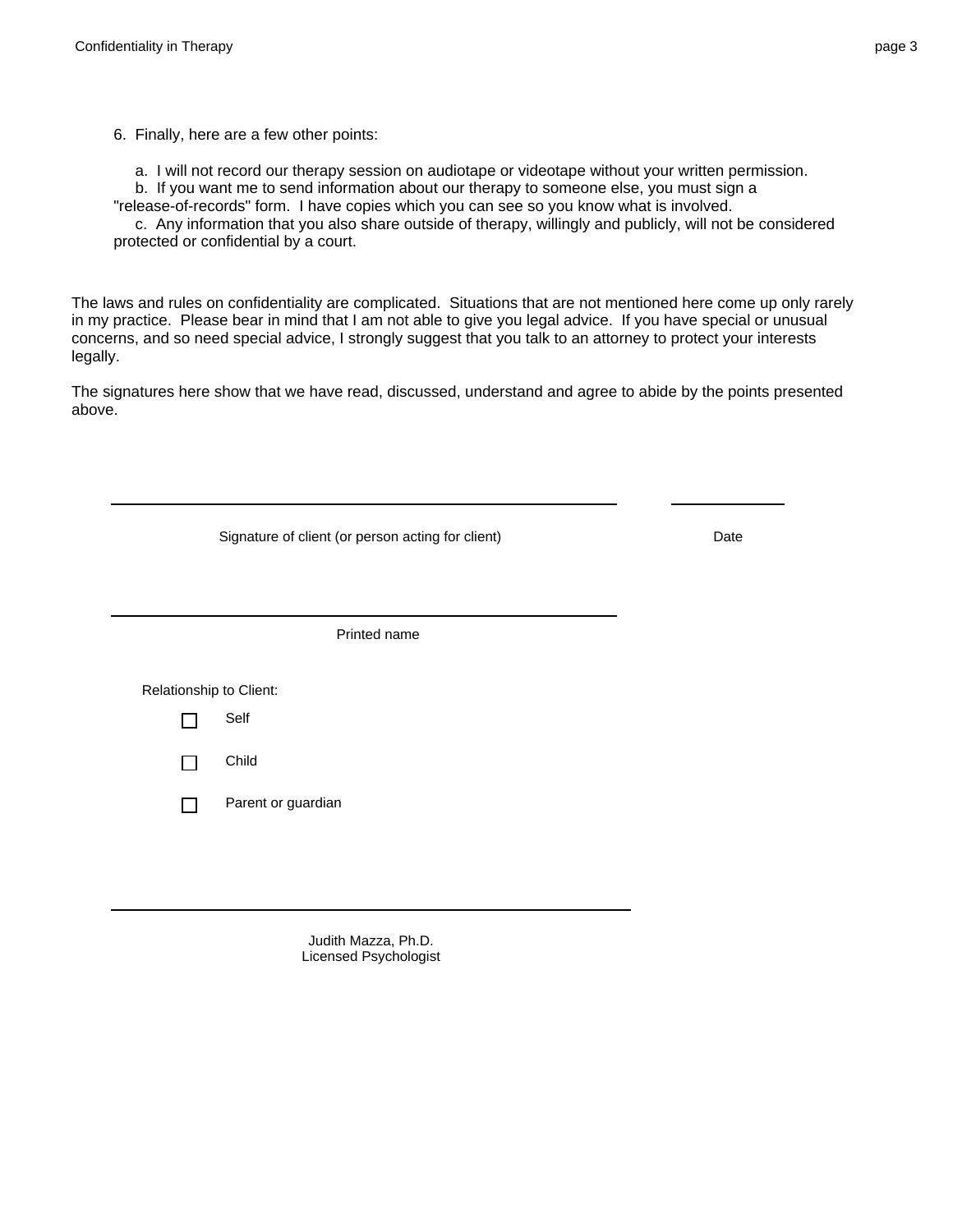6. Finally, here are a few other points:

   a. I will not record our therapy session on audiotape or videotape without your written permission.
   b. If you want me to send information about our therapy to someone else, you must sign a "release-of-records" form. I have copies which you can see so you know what is involved.
   c. Any information that you also share outside of therapy, willingly and publicly, will not be considered protected or confidential by a court.

The laws and rules on confidentiality are complicated. Situations that are not mentioned here come up only rarely in my practice. Please bear in mind that I am not able to give you legal advice. If you have special or unusual concerns, and so need special advice, I strongly suggest that you talk to an attorney to protect your interests legally.

The signatures here show that we have read, discussed, understand and agree to abide by the points presented above.

\_\_\_\_\_\_\_\_\_\_\_\_\_\_\_\_\_\_\_\_\_\_\_\_\_\_\_\_\_\_\_\_\_\_\_\_\_\_\_\_ \_\_\_\_\_\_\_\_\_\_\_\_

Signature of client (or person acting for client) Date

\_\_\_\_\_\_\_\_\_\_\_\_\_\_\_\_\_\_\_\_\_\_\_\_\_\_\_\_\_\_\_\_\_\_\_\_\_\_\_\_

Printed name

Relationship to Client:

- ☐ Self
- ☐ Child
- ☐ Parent or guardian

\_\_\_\_\_\_\_\_\_\_\_\_\_\_\_\_\_\_\_\_\_\_\_\_\_\_\_\_\_\_\_\_\_\_\_\_\_\_\_\_

Judith Mazza, Ph.D.
Licensed Psychologist